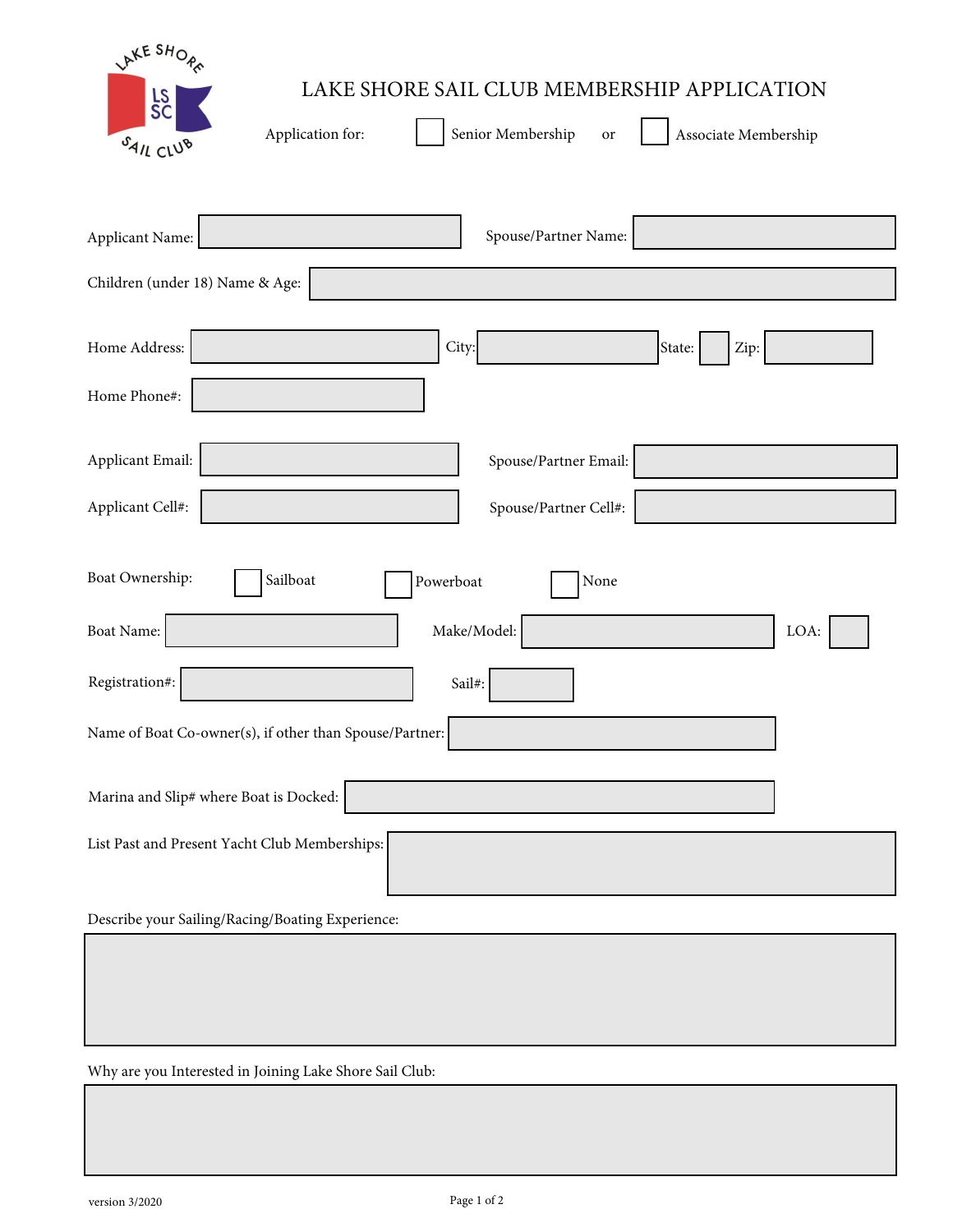# LAKE SHORE SAIL CLUB MEMBERSHIP APPLICATION

Application for: ☐ Senior Membership or ☐ Associate Membership

Applicant Name: ________________ Spouse/Partner Name: ________________

Children (under 18) Name & Age: ________________

Home Address: ________________ City: ________________ State: ____ Zip: ________

Home Phone#: ________________

Applicant Email: ________________ Spouse/Partner Email: ________________

Applicant Cell#: ________________ Spouse/Partner Cell#: ________________

Boat Ownership: ☐ Sailboat ☐ Powerboat ☐ None

Boat Name: ________________ Make/Model: ________________ LOA: ____

Registration#: ________________ Sail#: ________

Name of Boat Co-owner(s), if other than Spouse/Partner: ________________

Marina and Slip# where Boat is Docked: ________________

List Past and Present Yacht Club Memberships: ________________

Describe your Sailing/Racing/Boating Experience:

________________

Why are you Interested in Joining Lake Shore Sail Club:

________________

version 3/2020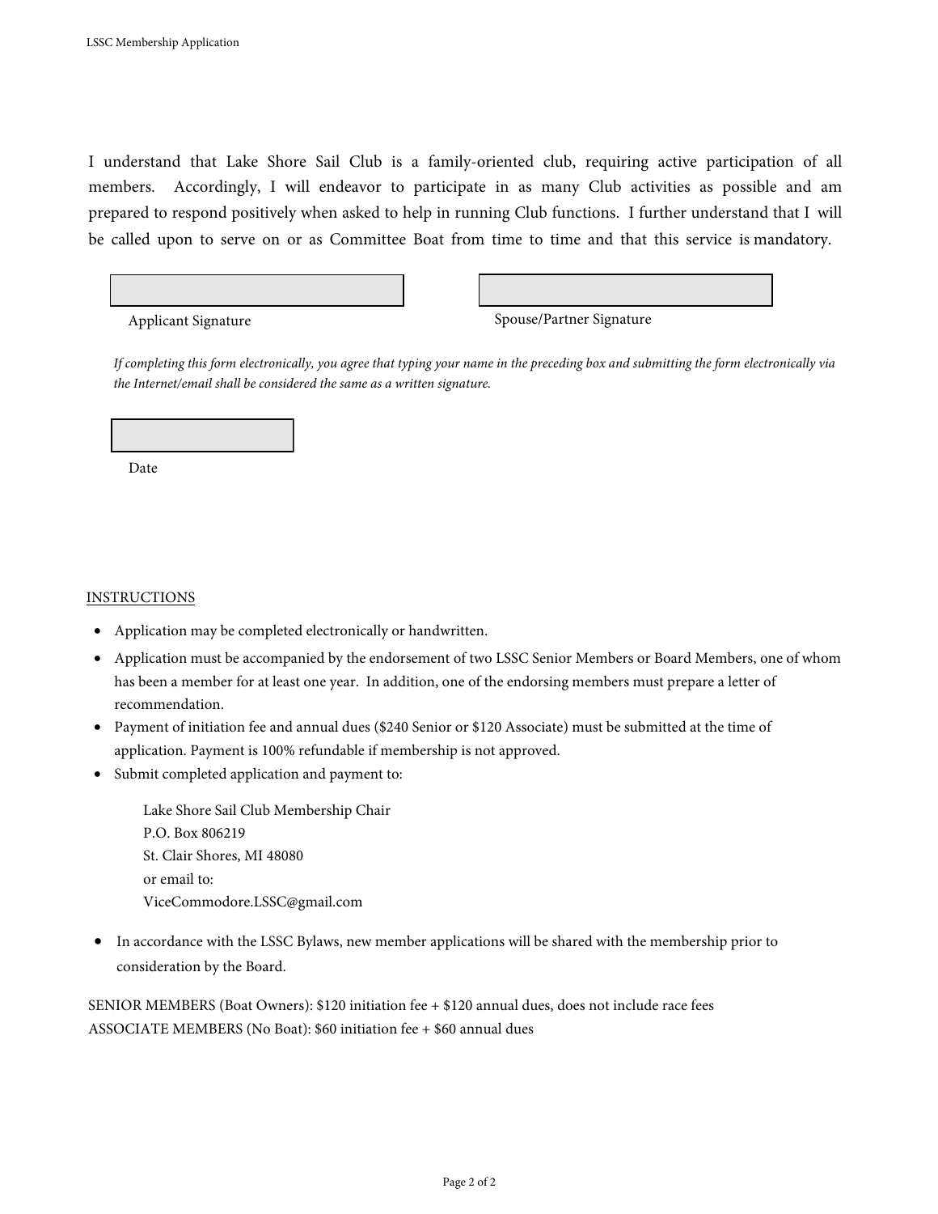I understand that Lake Shore Sail Club is a family-oriented club, requiring active participation of all members. Accordingly, I will endeavor to participate in as many Club activities as possible and am prepared to respond positively when asked to help in running Club functions. I further understand that I will be called upon to serve on or as Committee Boat from time to time and that this service is mandatory.

Applicant Signature

Spouse/Partner Signature

*If completing this form electronically, you agree that typing your name in the preceding box and submitting the form electronically via the Internet/email shall be considered the same as a written signature.*

Date

INSTRUCTIONS

- Application may be completed electronically or handwritten.
- Application must be accompanied by the endorsement of two LSSC Senior Members or Board Members, one of whom has been a member for at least one year. In addition, one of the endorsing members must prepare a letter of recommendation.
- Payment of initiation fee and annual dues ($240 Senior or $120 Associate) must be submitted at the time of application. Payment is 100% refundable if membership is not approved.
- Submit completed application and payment to:

  Lake Shore Sail Club Membership Chair
  P.O. Box 806219
  St. Clair Shores, MI 48080
  or email to:
  ViceCommodore.LSSC@gmail.com

- In accordance with the LSSC Bylaws, new member applications will be shared with the membership prior to consideration by the Board.

SENIOR MEMBERS (Boat Owners): $120 initiation fee + $120 annual dues, does not include race fees
ASSOCIATE MEMBERS (No Boat): $60 initiation fee + $60 annual dues